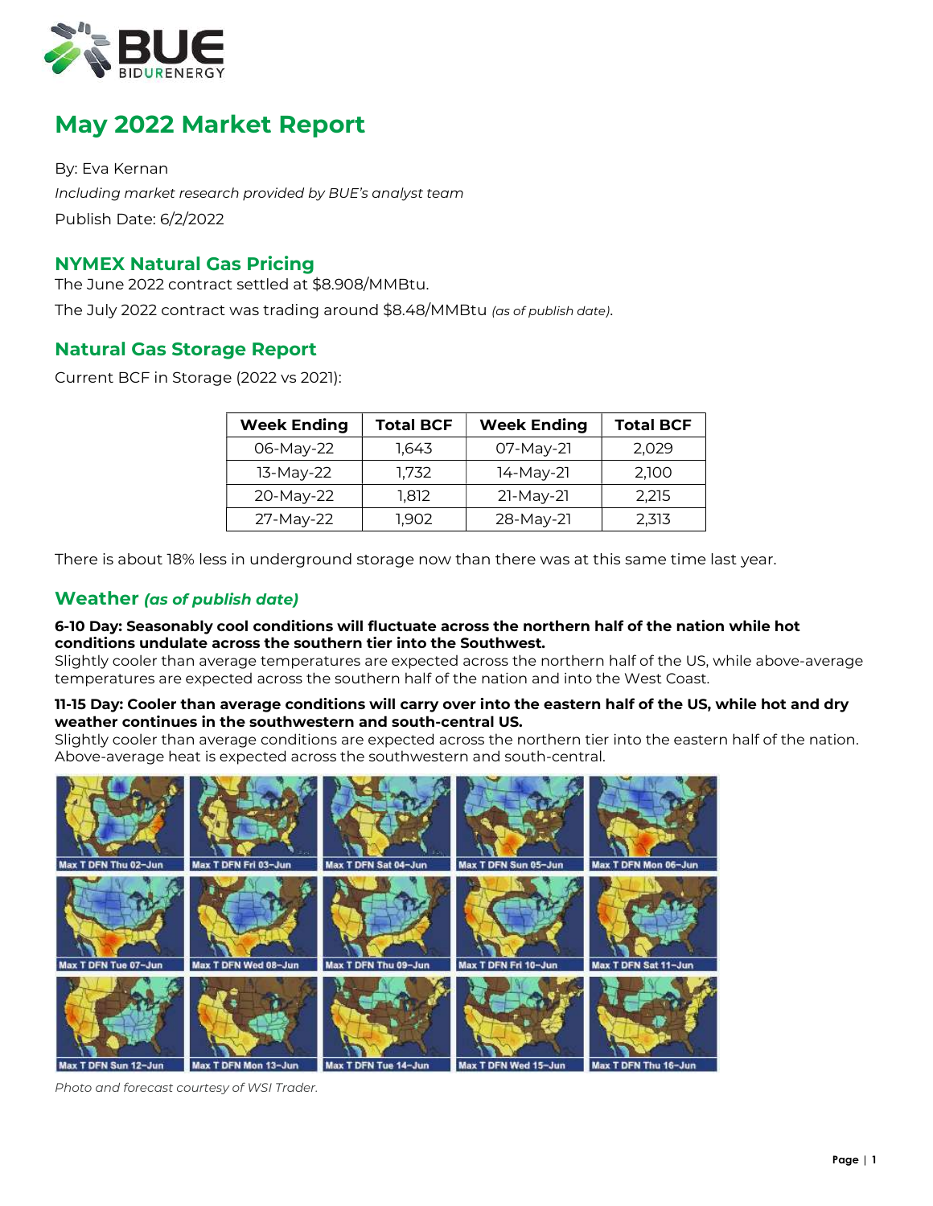# May 2022 Market Report

By: Eva Kernan

*Including market research provided by BUE's analyst team*

Publish Date: 6/2/2022

## NYMEX Natural Gas Pricing

The June 2022 contract settled at $8.908/MMBtu.

The July 2022 contract was trading around $8.48/MMBtu *(as of publish date)*.

## Natural Gas Storage Report

Current BCF in Storage (2022 vs 2021):

| Week Ending | Total BCF | Week Ending | Total BCF |
|---|---|---|---|
| 06-May-22 | 1,643 | 07-May-21 | 2,029 |
| 13-May-22 | 1,732 | 14-May-21 | 2,100 |
| 20-May-22 | 1,812 | 21-May-21 | 2,215 |
| 27-May-22 | 1,902 | 28-May-21 | 2,313 |

There is about 18% less in underground storage now than there was at this same time last year.

## Weather *(as of publish date)*

**6-10 Day: Seasonably cool conditions will fluctuate across the northern half of the nation while hot conditions undulate across the southern tier into the Southwest.**
Slightly cooler than average temperatures are expected across the northern half of the US, while above-average temperatures are expected across the southern half of the nation and into the West Coast.

**11-15 Day: Cooler than average conditions will carry over into the eastern half of the US, while hot and dry weather continues in the southwestern and south-central US.**
Slightly cooler than average conditions are expected across the northern tier into the eastern half of the nation. Above-average heat is expected across the southwestern and south-central.

*Photo and forecast courtesy of WSI Trader.*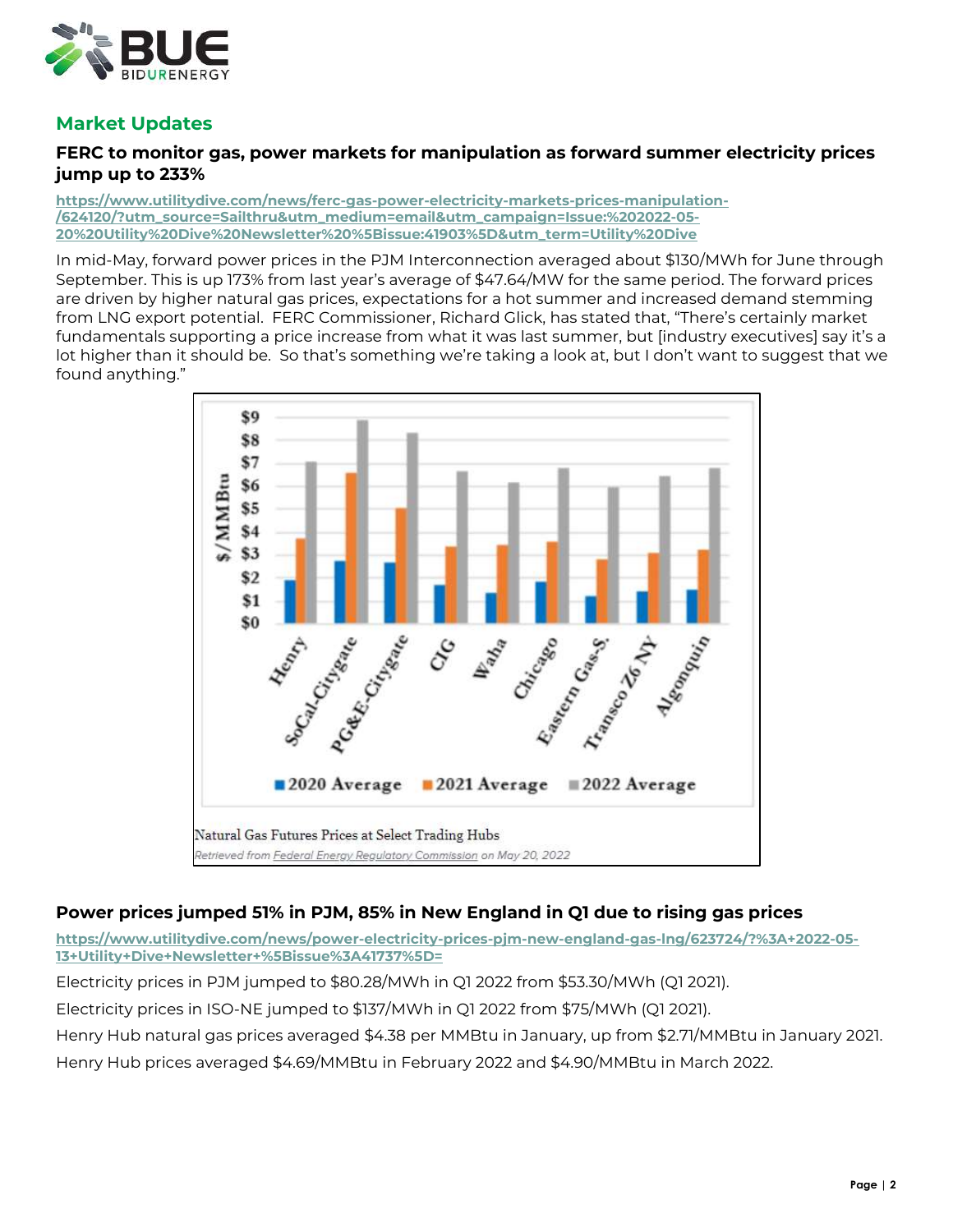## Market Updates

### FERC to monitor gas, power markets for manipulation as forward summer electricity prices jump up to 233%

https://www.utilitydive.com/news/ferc-gas-power-electricity-markets-prices-manipulation-/624120/?utm_source=Sailthru&utm_medium=email&utm_campaign=Issue:%202022-05-20%20Utility%20Dive%20Newsletter%20%5Bissue:41903%5D&utm_term=Utility%20Dive

In mid-May, forward power prices in the PJM Interconnection averaged about $130/MWh for June through September. This is up 173% from last year's average of $47.64/MW for the same period. The forward prices are driven by higher natural gas prices, expectations for a hot summer and increased demand stemming from LNG export potential. FERC Commissioner, Richard Glick, has stated that, "There's certainly market fundamentals supporting a price increase from what it was last summer, but [industry executives] say it's a lot higher than it should be. So that's something we're taking a look at, but I don't want to suggest that we found anything."

Natural Gas Futures Prices at Select Trading Hubs

*Retrieved from Federal Energy Regulatory Commission on May 20, 2022*

### Power prices jumped 51% in PJM, 85% in New England in Q1 due to rising gas prices

https://www.utilitydive.com/news/power-electricity-prices-pjm-new-england-gas-lng/623724/?%3A+2022-05-13+Utility+Dive+Newsletter+%5Bissue%3A41737%5D=

Electricity prices in PJM jumped to $80.28/MWh in Q1 2022 from $53.30/MWh (Q1 2021).

Electricity prices in ISO-NE jumped to $137/MWh in Q1 2022 from $75/MWh (Q1 2021).

Henry Hub natural gas prices averaged $4.38 per MMBtu in January, up from $2.71/MMBtu in January 2021.

Henry Hub prices averaged $4.69/MMBtu in February 2022 and $4.90/MMBtu in March 2022.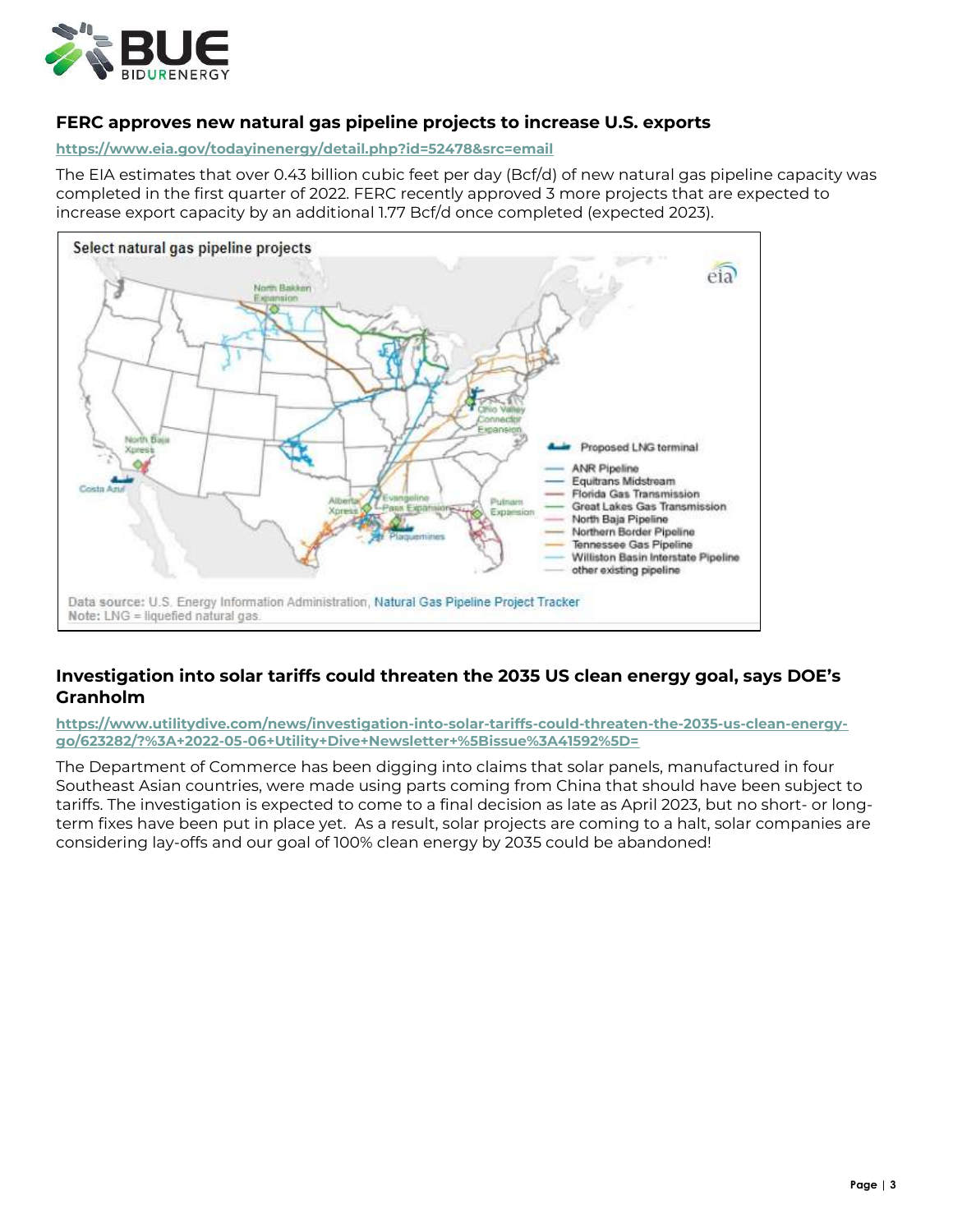## FERC approves new natural gas pipeline projects to increase U.S. exports

**https://www.eia.gov/todayinenergy/detail.php?id=52478&src=email**

The EIA estimates that over 0.43 billion cubic feet per day (Bcf/d) of new natural gas pipeline capacity was completed in the first quarter of 2022. FERC recently approved 3 more projects that are expected to increase export capacity by an additional 1.77 Bcf/d once completed (expected 2023).

Select natural gas pipeline projects

eia

North Bakken Expansion

Ohio Valley Connector Expansion

North Baja Xpress

Costa Azul

Alberta Xpress

Evangeline Pass Expansion

Plaquemines

Putnam Expansion

Proposed LNG terminal

ANR Pipeline
Equitrans Midstream
Florida Gas Transmission
Great Lakes Gas Transmission
North Baja Pipeline
Northern Border Pipeline
Tennessee Gas Pipeline
Williston Basin Interstate Pipeline
other existing pipeline

Data source: U.S. Energy Information Administration, Natural Gas Pipeline Project Tracker
Note: LNG = liquefied natural gas.

## Investigation into solar tariffs could threaten the 2035 US clean energy goal, says DOE's Granholm

**https://www.utilitydive.com/news/investigation-into-solar-tariffs-could-threaten-the-2035-us-clean-energy-go/623282/?%3A+2022-05-06+Utility+Dive+Newsletter+%5Bissue%3A41592%5D=**

The Department of Commerce has been digging into claims that solar panels, manufactured in four Southeast Asian countries, were made using parts coming from China that should have been subject to tariffs. The investigation is expected to come to a final decision as late as April 2023, but no short- or long-term fixes have been put in place yet. As a result, solar projects are coming to a halt, solar companies are considering lay-offs and our goal of 100% clean energy by 2035 could be abandoned!